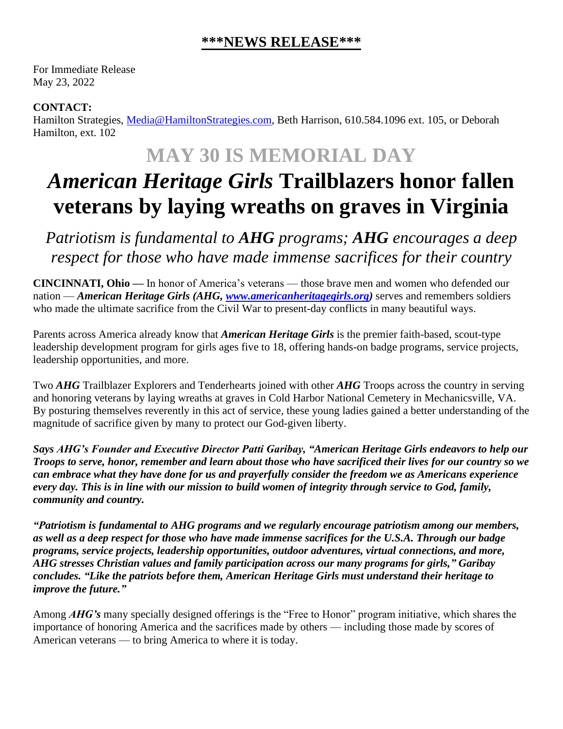# \*\*\*NEWS RELEASE\*\*\*

For Immediate Release
May 23, 2022

**CONTACT:**
Hamilton Strategies, Media@HamiltonStrategies.com, Beth Harrison, 610.584.1096 ext. 105, or Deborah Hamilton, ext. 102

## MAY 30 IS MEMORIAL DAY

# *American Heritage Girls* Trailblazers honor fallen veterans by laying wreaths on graves in Virginia

### *Patriotism is fundamental to **AHG** programs; **AHG** encourages a deep respect for those who have made immense sacrifices for their country*

**CINCINNATI, Ohio —** In honor of America's veterans — those brave men and women who defended our nation — ***American Heritage Girls (AHG, www.americanheritagegirls.org)*** serves and remembers soldiers who made the ultimate sacrifice from the Civil War to present-day conflicts in many beautiful ways.

Parents across America already know that ***American Heritage Girls*** is the premier faith-based, scout-type leadership development program for girls ages five to 18, offering hands-on badge programs, service projects, leadership opportunities, and more.

Two ***AHG*** Trailblazer Explorers and Tenderhearts joined with other ***AHG*** Troops across the country in serving and honoring veterans by laying wreaths at graves in Cold Harbor National Cemetery in Mechanicsville, VA. By posturing themselves reverently in this act of service, these young ladies gained a better understanding of the magnitude of sacrifice given by many to protect our God-given liberty.

***Says AHG's Founder and Executive Director Patti Garibay, "American Heritage Girls endeavors to help our Troops to serve, honor, remember and learn about those who have sacrificed their lives for our country so we can embrace what they have done for us and prayerfully consider the freedom we as Americans experience every day. This is in line with our mission to build women of integrity through service to God, family, community and country.***

***"Patriotism is fundamental to AHG programs and we regularly encourage patriotism among our members, as well as a deep respect for those who have made immense sacrifices for the U.S.A. Through our badge programs, service projects, leadership opportunities, outdoor adventures, virtual connections, and more, AHG stresses Christian values and family participation across our many programs for girls," Garibay concludes. "Like the patriots before them, American Heritage Girls must understand their heritage to improve the future."***

Among ***AHG's*** many specially designed offerings is the "Free to Honor" program initiative, which shares the importance of honoring America and the sacrifices made by others — including those made by scores of American veterans — to bring America to where it is today.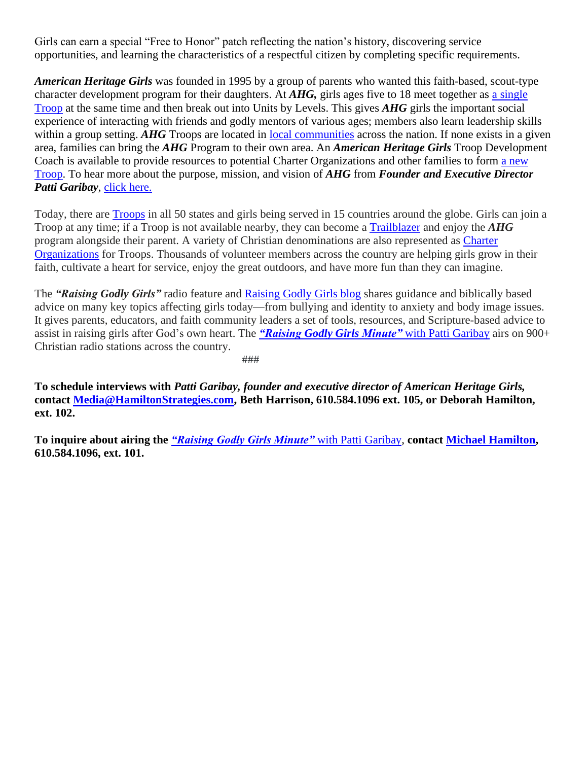Girls can earn a special "Free to Honor" patch reflecting the nation's history, discovering service opportunities, and learning the characteristics of a respectful citizen by completing specific requirements.

***American Heritage Girls*** was founded in 1995 by a group of parents who wanted this faith-based, scout-type character development program for their daughters. At ***AHG,*** girls ages five to 18 meet together as a single Troop at the same time and then break out into Units by Levels. This gives ***AHG*** girls the important social experience of interacting with friends and godly mentors of various ages; members also learn leadership skills within a group setting. ***AHG*** Troops are located in local communities across the nation. If none exists in a given area, families can bring the ***AHG*** Program to their own area. An ***American Heritage Girls*** Troop Development Coach is available to provide resources to potential Charter Organizations and other families to form a new Troop. To hear more about the purpose, mission, and vision of ***AHG*** from ***Founder and Executive Director Patti Garibay***, click here.

Today, there are Troops in all 50 states and girls being served in 15 countries around the globe. Girls can join a Troop at any time; if a Troop is not available nearby, they can become a Trailblazer and enjoy the ***AHG*** program alongside their parent. A variety of Christian denominations are also represented as Charter Organizations for Troops. Thousands of volunteer members across the country are helping girls grow in their faith, cultivate a heart for service, enjoy the great outdoors, and have more fun than they can imagine.

The ***"Raising Godly Girls"*** radio feature and Raising Godly Girls blog shares guidance and biblically based advice on many key topics affecting girls today—from bullying and identity to anxiety and body image issues. It gives parents, educators, and faith community leaders a set of tools, resources, and Scripture-based advice to assist in raising girls after God's own heart. The ***"Raising Godly Girls Minute"*** with Patti Garibay airs on 900+ Christian radio stations across the country.

###

**To schedule interviews with *Patti Garibay, founder and executive director of American Heritage Girls,* contact Media@HamiltonStrategies.com, Beth Harrison, 610.584.1096 ext. 105, or Deborah Hamilton, ext. 102.**

**To inquire about airing the *"Raising Godly Girls Minute"* with Patti Garibay, contact Michael Hamilton, 610.584.1096, ext. 101.**